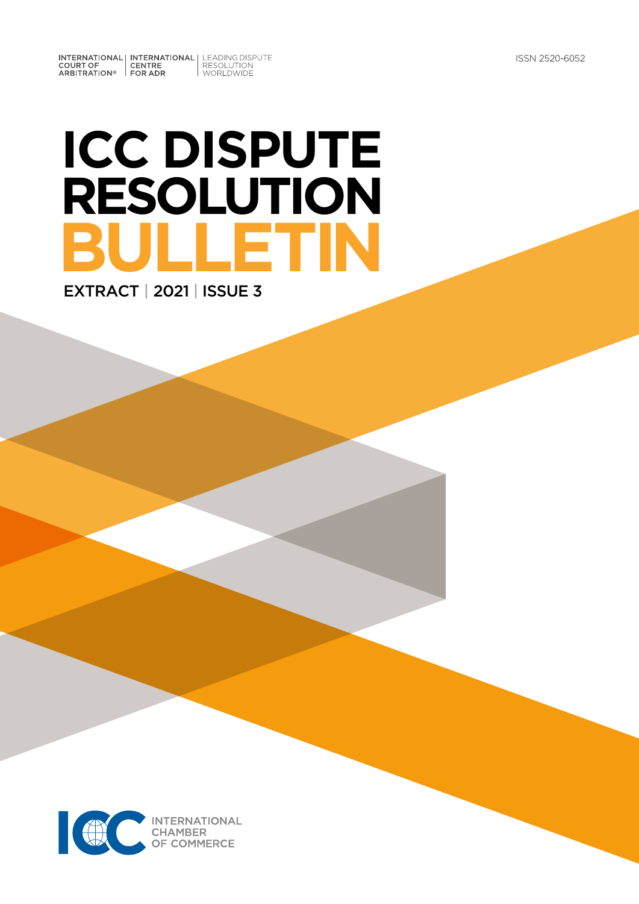INTERNATIONAL COURT OF ARBITRATION® | INTERNATIONAL CENTRE FOR ADR | LEADING DISPUTE RESOLUTION WORLDWIDE

ISSN 2520-6052

# ICC DISPUTE RESOLUTION BULLETIN

EXTRACT | 2021 | ISSUE 3

INTERNATIONAL CHAMBER OF COMMERCE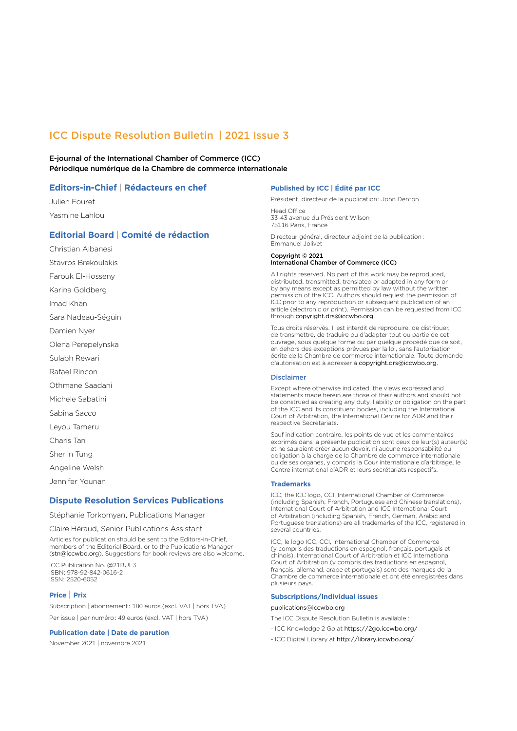# ICC Dispute Resolution Bulletin | 2021 Issue 3

**E-journal of the International Chamber of Commerce (ICC)**
**Périodique numérique de la Chambre de commerce internationale**

## Editors-in-Chief | Rédacteurs en chef

Julien Fouret

Yasmine Lahlou

## Editorial Board | Comité de rédaction

Christian Albanesi

Stavros Brekoulakis

Farouk El-Hosseny

Karina Goldberg

Imad Khan

Sara Nadeau-Séguin

Damien Nyer

Olena Perepelynska

Sulabh Rewari

Rafael Rincon

Othmane Saadani

Michele Sabatini

Sabina Sacco

Leyou Tameru

Charis Tan

Sherlin Tung

Angeline Welsh

Jennifer Younan

## Dispute Resolution Services Publications

Stéphanie Torkomyan, Publications Manager

Claire Héraud, Senior Publications Assistant

Articles for publication should be sent to the Editors-in-Chief, members of the Editorial Board, or to the Publications Manager (stn@iccwbo.org). Suggestions for book reviews are also welcome.

ICC Publication No. @21BUL3
ISBN: 978-92-842-0616-2
ISSN: 2520-6052

### Price | Prix

Subscription | abonnement : 180 euros (excl. VAT | hors TVA)

Per issue | par numéro : 49 euros (excl. VAT | hors TVA)

### Publication date | Date de parution

November 2021 | novembre 2021

### Published by ICC | Édité par ICC

Président, directeur de la publication : John Denton

Head Office
33-43 avenue du Président Wilson
75116 Paris, France

Directeur général, directeur adjoint de la publication : Emmanuel Jolivet

**Copyright © 2021**
**International Chamber of Commerce (ICC)**

All rights reserved. No part of this work may be reproduced, distributed, transmitted, translated or adapted in any form or by any means except as permitted by law without the written permission of the ICC. Authors should request the permission of ICC prior to any reproduction or subsequent publication of an article (electronic or print). Permission can be requested from ICC through copyright.drs@iccwbo.org.

Tous droits réservés. Il est interdit de reproduire, de distribuer, de transmettre, de traduire ou d'adapter tout ou partie de cet ouvrage, sous quelque forme ou par quelque procédé que ce soit, en dehors des exceptions prévues par la loi, sans l'autorisation écrite de la Chambre de commerce internationale. Toute demande d'autorisation est à adresser à copyright.drs@iccwbo.org.

### Disclaimer

Except where otherwise indicated, the views expressed and statements made herein are those of their authors and should not be construed as creating any duty, liability or obligation on the part of the ICC and its constituent bodies, including the International Court of Arbitration, the International Centre for ADR and their respective Secretariats.

Sauf indication contraire, les points de vue et les commentaires exprimés dans la présente publication sont ceux de leur(s) auteur(s) et ne sauraient créer aucun devoir, ni aucune responsabilité ou obligation à la charge de la Chambre de commerce internationale ou de ses organes, y compris la Cour internationale d'arbitrage, le Centre international d'ADR et leurs secrétariats respectifs.

### Trademarks

ICC, the ICC logo, CCI, International Chamber of Commerce (including Spanish, French, Portuguese and Chinese translations), International Court of Arbitration and ICC International Court of Arbitration (including Spanish, French, German, Arabic and Portuguese translations) are all trademarks of the ICC, registered in several countries.

ICC, le logo ICC, CCI, International Chamber of Commerce (y compris des traductions en espagnol, français, portugais et chinois), International Court of Arbitration et ICC International Court of Arbitration (y compris des traductions en espagnol, français, allemand, arabe et portugais) sont des marques de la Chambre de commerce internationale et ont été enregistrées dans plusieurs pays.

### Subscriptions/Individual issues

publications@iccwbo.org

The ICC Dispute Resolution Bulletin is available :

- ICC Knowledge 2 Go at https://2go.iccwbo.org/
- ICC Digital Library at http://library.iccwbo.org/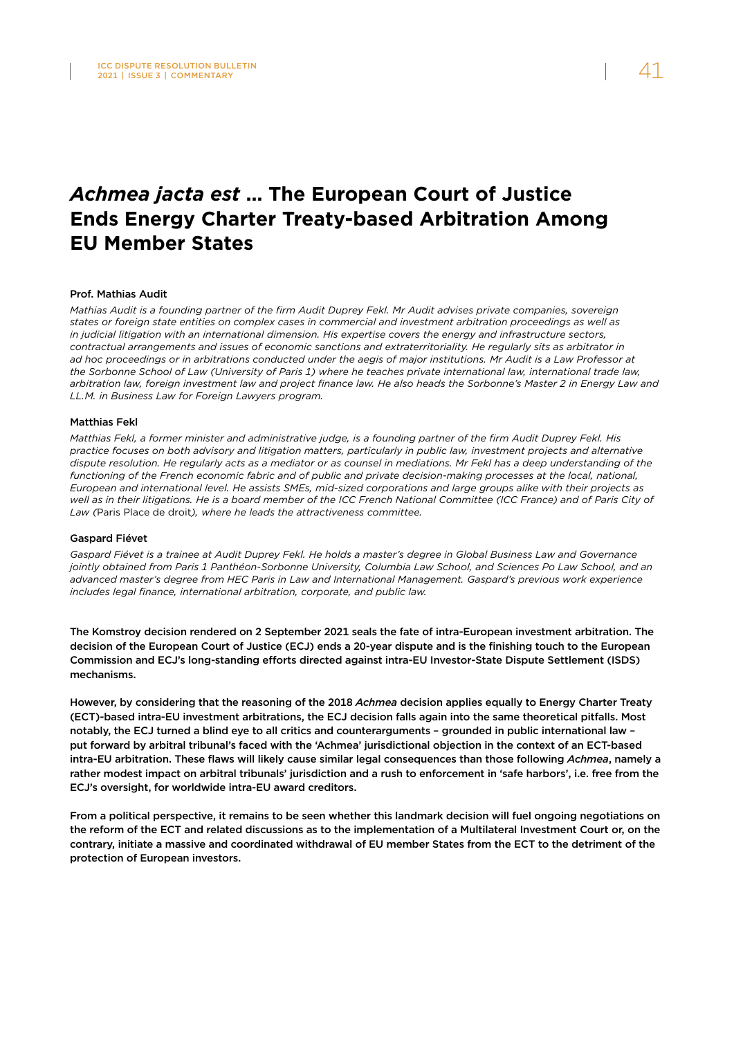# *Achmea jacta est* ... The European Court of Justice Ends Energy Charter Treaty-based Arbitration Among EU Member States

**Prof. Mathias Audit**

*Mathias Audit is a founding partner of the firm Audit Duprey Fekl. Mr Audit advises private companies, sovereign states or foreign state entities on complex cases in commercial and investment arbitration proceedings as well as in judicial litigation with an international dimension. His expertise covers the energy and infrastructure sectors, contractual arrangements and issues of economic sanctions and extraterritoriality. He regularly sits as arbitrator in ad hoc proceedings or in arbitrations conducted under the aegis of major institutions. Mr Audit is a Law Professor at the Sorbonne School of Law (University of Paris 1) where he teaches private international law, international trade law, arbitration law, foreign investment law and project finance law. He also heads the Sorbonne's Master 2 in Energy Law and LL.M. in Business Law for Foreign Lawyers program.*

**Matthias Fekl**

*Matthias Fekl, a former minister and administrative judge, is a founding partner of the firm Audit Duprey Fekl. His practice focuses on both advisory and litigation matters, particularly in public law, investment projects and alternative dispute resolution. He regularly acts as a mediator or as counsel in mediations. Mr Fekl has a deep understanding of the functioning of the French economic fabric and of public and private decision-making processes at the local, national, European and international level. He assists SMEs, mid-sized corporations and large groups alike with their projects as well as in their litigations. He is a board member of the ICC French National Committee (ICC France) and of Paris City of Law (*Paris Place de droit*), where he leads the attractiveness committee.*

**Gaspard Fiévet**

*Gaspard Fiévet is a trainee at Audit Duprey Fekl. He holds a master's degree in Global Business Law and Governance jointly obtained from Paris 1 Panthéon-Sorbonne University, Columbia Law School, and Sciences Po Law School, and an advanced master's degree from HEC Paris in Law and International Management. Gaspard's previous work experience includes legal finance, international arbitration, corporate, and public law.*

**The Komstroy decision rendered on 2 September 2021 seals the fate of intra-European investment arbitration. The decision of the European Court of Justice (ECJ) ends a 20-year dispute and is the finishing touch to the European Commission and ECJ's long-standing efforts directed against intra-EU Investor-State Dispute Settlement (ISDS) mechanisms.**

**However, by considering that the reasoning of the 2018 *Achmea* decision applies equally to Energy Charter Treaty (ECT)-based intra-EU investment arbitrations, the ECJ decision falls again into the same theoretical pitfalls. Most notably, the ECJ turned a blind eye to all critics and counterarguments – grounded in public international law – put forward by arbitral tribunal's faced with the 'Achmea' jurisdictional objection in the context of an ECT-based intra-EU arbitration. These flaws will likely cause similar legal consequences than those following *Achmea*, namely a rather modest impact on arbitral tribunals' jurisdiction and a rush to enforcement in 'safe harbors', i.e. free from the ECJ's oversight, for worldwide intra-EU award creditors.**

**From a political perspective, it remains to be seen whether this landmark decision will fuel ongoing negotiations on the reform of the ECT and related discussions as to the implementation of a Multilateral Investment Court or, on the contrary, initiate a massive and coordinated withdrawal of EU member States from the ECT to the detriment of the protection of European investors.**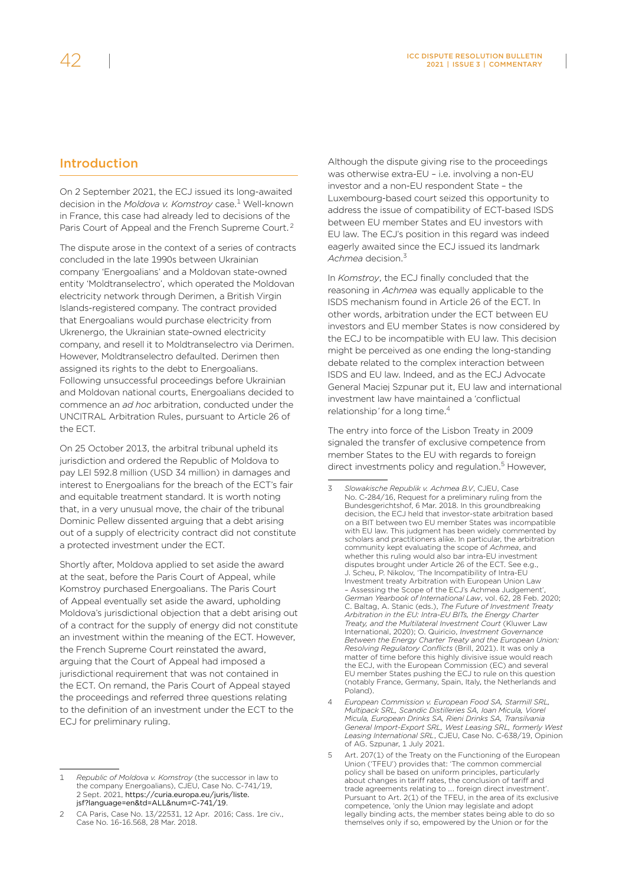## Introduction

On 2 September 2021, the ECJ issued its long-awaited decision in the *Moldova v. Komstroy* case.[1] Well-known in France, this case had already led to decisions of the Paris Court of Appeal and the French Supreme Court.[2]

The dispute arose in the context of a series of contracts concluded in the late 1990s between Ukrainian company 'Energoalians' and a Moldovan state-owned entity 'Moldtranselectro', which operated the Moldovan electricity network through Derimen, a British Virgin Islands-registered company. The contract provided that Energoalians would purchase electricity from Ukrenergo, the Ukrainian state-owned electricity company, and resell it to Moldtranselectro via Derimen. However, Moldtranselectro defaulted. Derimen then assigned its rights to the debt to Energoalians. Following unsuccessful proceedings before Ukrainian and Moldovan national courts, Energoalians decided to commence an *ad hoc* arbitration, conducted under the UNCITRAL Arbitration Rules, pursuant to Article 26 of the ECT.

On 25 October 2013, the arbitral tribunal upheld its jurisdiction and ordered the Republic of Moldova to pay LEI 592.8 million (USD 34 million) in damages and interest to Energoalians for the breach of the ECT's fair and equitable treatment standard. It is worth noting that, in a very unusual move, the chair of the tribunal Dominic Pellew dissented arguing that a debt arising out of a supply of electricity contract did not constitute a protected investment under the ECT.

Shortly after, Moldova applied to set aside the award at the seat, before the Paris Court of Appeal, while Komstroy purchased Energoalians. The Paris Court of Appeal eventually set aside the award, upholding Moldova's jurisdictional objection that a debt arising out of a contract for the supply of energy did not constitute an investment within the meaning of the ECT. However, the French Supreme Court reinstated the award, arguing that the Court of Appeal had imposed a jurisdictional requirement that was not contained in the ECT. On remand, the Paris Court of Appeal stayed the proceedings and referred three questions relating to the definition of an investment under the ECT to the ECJ for preliminary ruling.

Although the dispute giving rise to the proceedings was otherwise extra-EU – i.e. involving a non-EU investor and a non-EU respondent State – the Luxembourg-based court seized this opportunity to address the issue of compatibility of ECT-based ISDS between EU member States and EU investors with EU law. The ECJ's position in this regard was indeed eagerly awaited since the ECJ issued its landmark *Achmea* decision.[3]

In *Komstroy*, the ECJ finally concluded that the reasoning in *Achmea* was equally applicable to the ISDS mechanism found in Article 26 of the ECT. In other words, arbitration under the ECT between EU investors and EU member States is now considered by the ECJ to be incompatible with EU law. This decision might be perceived as one ending the long-standing debate related to the complex interaction between ISDS and EU law. Indeed, and as the ECJ Advocate General Maciej Szpunar put it, EU law and international investment law have maintained a 'conflictual relationship' for a long time.[4]

The entry into force of the Lisbon Treaty in 2009 signaled the transfer of exclusive competence from member States to the EU with regards to foreign direct investments policy and regulation.[5] However,

---

1 *Republic of Moldova v. Komstroy* (the successor in law to the company Energoalians), CJEU, Case No. C-741/19, 2 Sept. 2021, https://curia.europa.eu/juris/liste.jsf?language=en&td=ALL&num=C-741/19.

2 CA Paris, Case No. 13/22531, 12 Apr. 2016; Cass. 1re civ., Case No. 16-16.568, 28 Mar. 2018.

3 *Slowakische Republik v. Achmea B.V*, CJEU, Case No. C-284/16, Request for a preliminary ruling from the Bundesgerichtshof, 6 Mar. 2018. In this groundbreaking decision, the ECJ held that investor-state arbitration based on a BIT between two EU member States was incompatible with EU law. This judgment has been widely commented by scholars and practitioners alike. In particular, the arbitration community kept evaluating the scope of *Achmea*, and whether this ruling would also bar intra-EU investment disputes brought under Article 26 of the ECT. See e.g., J. Scheu, P. Nikolov, 'The Incompatibility of Intra-EU Investment treaty Arbitration with European Union Law – Assessing the Scope of the ECJ's Achmea Judgement', *German Yearbook of International Law*, vol. 62, 28 Feb. 2020; C. Baltag, A. Stanic (eds.), *The Future of Investment Treaty Arbitration in the EU: Intra-EU BITs, the Energy Charter Treaty, and the Multilateral Investment Court* (Kluwer Law International, 2020); O. Quiricio, *Investment Governance Between the Energy Charter Treaty and the European Union: Resolving Regulatory Conflicts* (Brill, 2021). It was only a matter of time before this highly divisive issue would reach the ECJ, with the European Commission (EC) and several EU member States pushing the ECJ to rule on this question (notably France, Germany, Spain, Italy, the Netherlands and Poland).

4 *European Commission v. European Food SA, Starmill SRL, Multipack SRL, Scandic Distilleries SA, Ioan Micula, Viorel Micula, European Drinks SA, Rieni Drinks SA, Transilvania General Import-Export SRL, West Leasing SRL, formerly West Leasing International SRL*, CJEU, Case No. C-638/19, Opinion of AG. Szpunar, 1 July 2021.

5 Art. 207(1) of the Treaty on the Functioning of the European Union ('TFEU') provides that: 'The common commercial policy shall be based on uniform principles, particularly about changes in tariff rates, the conclusion of tariff and trade agreements relating to ... foreign direct investment'. Pursuant to Art. 2(1) of the TFEU, in the area of its exclusive competence, 'only the Union may legislate and adopt legally binding acts, the member states being able to do so themselves only if so, empowered by the Union or for the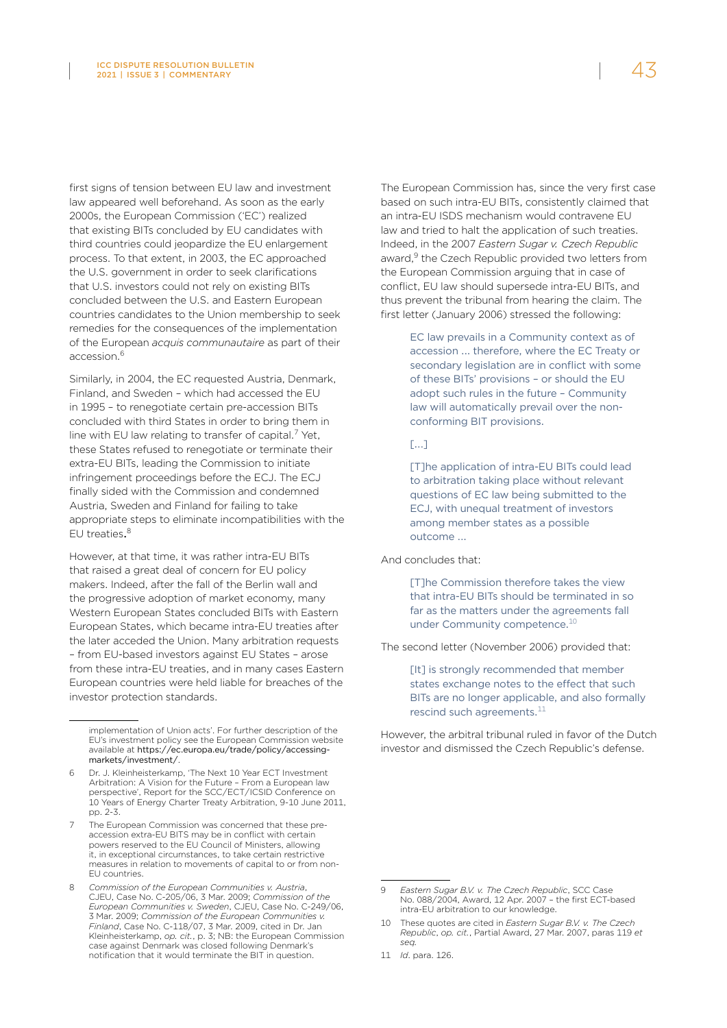first signs of tension between EU law and investment law appeared well beforehand. As soon as the early 2000s, the European Commission ('EC') realized that existing BITs concluded by EU candidates with third countries could jeopardize the EU enlargement process. To that extent, in 2003, the EC approached the U.S. government in order to seek clarifications that U.S. investors could not rely on existing BITs concluded between the U.S. and Eastern European countries candidates to the Union membership to seek remedies for the consequences of the implementation of the European *acquis communautaire* as part of their accession.[6]

Similarly, in 2004, the EC requested Austria, Denmark, Finland, and Sweden – which had accessed the EU in 1995 – to renegotiate certain pre-accession BITs concluded with third States in order to bring them in line with EU law relating to transfer of capital.[7] Yet, these States refused to renegotiate or terminate their extra-EU BITs, leading the Commission to initiate infringement proceedings before the ECJ. The ECJ finally sided with the Commission and condemned Austria, Sweden and Finland for failing to take appropriate steps to eliminate incompatibilities with the EU treaties.[8]

However, at that time, it was rather intra-EU BITs that raised a great deal of concern for EU policy makers. Indeed, after the fall of the Berlin wall and the progressive adoption of market economy, many Western European States concluded BITs with Eastern European States, which became intra-EU treaties after the later acceded the Union. Many arbitration requests – from EU-based investors against EU States – arose from these intra-EU treaties, and in many cases Eastern European countries were held liable for breaches of the investor protection standards.

The European Commission has, since the very first case based on such intra-EU BITs, consistently claimed that an intra-EU ISDS mechanism would contravene EU law and tried to halt the application of such treaties. Indeed, in the 2007 *Eastern Sugar v. Czech Republic* award,[9] the Czech Republic provided two letters from the European Commission arguing that in case of conflict, EU law should supersede intra-EU BITs, and thus prevent the tribunal from hearing the claim. The first letter (January 2006) stressed the following:

> EC law prevails in a Community context as of accession ... therefore, where the EC Treaty or secondary legislation are in conflict with some of these BITs' provisions – or should the EU adopt such rules in the future – Community law will automatically prevail over the non-conforming BIT provisions.
>
> [...]
>
> [T]he application of intra-EU BITs could lead to arbitration taking place without relevant questions of EC law being submitted to the ECJ, with unequal treatment of investors among member states as a possible outcome ...

And concludes that:

> [T]he Commission therefore takes the view that intra-EU BITs should be terminated in so far as the matters under the agreements fall under Community competence.[10]

The second letter (November 2006) provided that:

> [It] is strongly recommended that member states exchange notes to the effect that such BITs are no longer applicable, and also formally rescind such agreements.[11]

However, the arbitral tribunal ruled in favor of the Dutch investor and dismissed the Czech Republic's defense.

---

implementation of Union acts'. For further description of the EU's investment policy see the European Commission website available at https://ec.europa.eu/trade/policy/accessing-markets/investment/.

6 Dr. J. Kleinheisterkamp, 'The Next 10 Year ECT Investment Arbitration: A Vision for the Future – From a European law perspective', Report for the SCC/ECT/ICSID Conference on 10 Years of Energy Charter Treaty Arbitration, 9-10 June 2011, pp. 2-3.

7 The European Commission was concerned that these pre-accession extra-EU BITS may be in conflict with certain powers reserved to the EU Council of Ministers, allowing it, in exceptional circumstances, to take certain restrictive measures in relation to movements of capital to or from non-EU countries.

8 *Commission of the European Communities v. Austria*, CJEU, Case No. C-205/06, 3 Mar. 2009; *Commission of the European Communities v. Sweden*, CJEU, Case No. C-249/06, 3 Mar. 2009; *Commission of the European Communities v. Finland*, Case No. C-118/07, 3 Mar. 2009, cited in Dr. Jan Kleinheisterkamp, *op. cit.*, p. 3; NB: the European Commission case against Denmark was closed following Denmark's notification that it would terminate the BIT in question.

9 *Eastern Sugar B.V. v. The Czech Republic*, SCC Case No. 088/2004, Award, 12 Apr. 2007 – the first ECT-based intra-EU arbitration to our knowledge.

10 These quotes are cited in *Eastern Sugar B.V. v. The Czech Republic*, *op. cit.*, Partial Award, 27 Mar. 2007, paras 119 *et seq.*

11 *Id.* para. 126.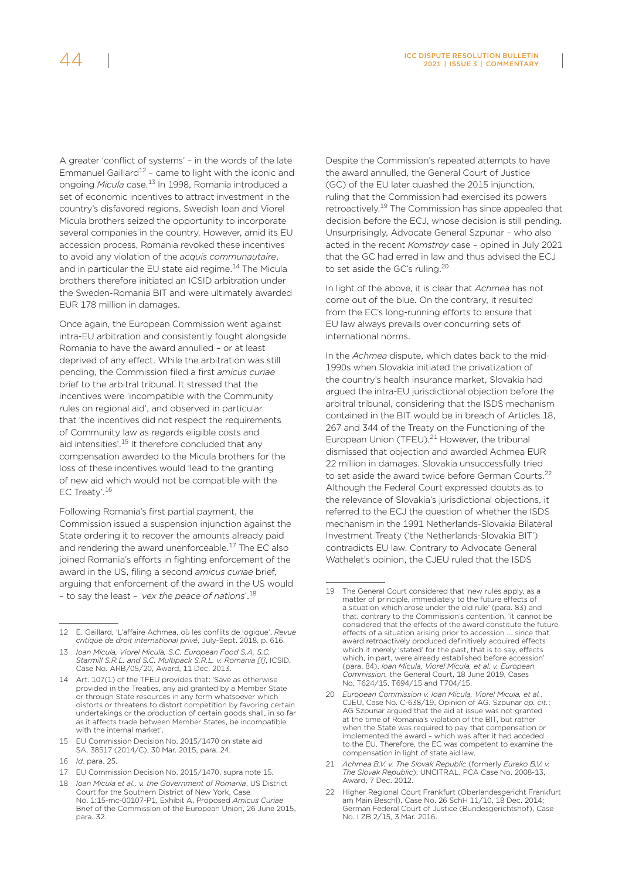A greater 'conflict of systems' – in the words of the late Emmanuel Gaillard[12] – came to light with the iconic and ongoing *Micula* case.[13] In 1998, Romania introduced a set of economic incentives to attract investment in the country's disfavored regions. Swedish Ioan and Viorel Micula brothers seized the opportunity to incorporate several companies in the country. However, amid its EU accession process, Romania revoked these incentives to avoid any violation of the *acquis communautaire*, and in particular the EU state aid regime.[14] The Micula brothers therefore initiated an ICSID arbitration under the Sweden-Romania BIT and were ultimately awarded EUR 178 million in damages.

Once again, the European Commission went against intra-EU arbitration and consistently fought alongside Romania to have the award annulled – or at least deprived of any effect. While the arbitration was still pending, the Commission filed a first *amicus curiae* brief to the arbitral tribunal. It stressed that the incentives were 'incompatible with the Community rules on regional aid', and observed in particular that 'the incentives did not respect the requirements of Community law as regards eligible costs and aid intensities'.[15] It therefore concluded that any compensation awarded to the Micula brothers for the loss of these incentives would 'lead to the granting of new aid which would not be compatible with the EC Treaty'.[16]

Following Romania's first partial payment, the Commission issued a suspension injunction against the State ordering it to recover the amounts already paid and rendering the award unenforceable.[17] The EC also joined Romania's efforts in fighting enforcement of the award in the US, filing a second *amicus curiae* brief, arguing that enforcement of the award in the US would – to say the least – '*vex the peace of nations*'.[18]

Despite the Commission's repeated attempts to have the award annulled, the General Court of Justice (GC) of the EU later quashed the 2015 injunction, ruling that the Commission had exercised its powers retroactively.[19] The Commission has since appealed that decision before the ECJ, whose decision is still pending. Unsurprisingly, Advocate General Szpunar – who also acted in the recent *Komstroy* case – opined in July 2021 that the GC had erred in law and thus advised the ECJ to set aside the GC's ruling.[20]

In light of the above, it is clear that *Achmea* has not come out of the blue. On the contrary, it resulted from the EC's long-running efforts to ensure that EU law always prevails over concurring sets of international norms.

In the *Achmea* dispute, which dates back to the mid-1990s when Slovakia initiated the privatization of the country's health insurance market, Slovakia had argued the intra-EU jurisdictional objection before the arbitral tribunal, considering that the ISDS mechanism contained in the BIT would be in breach of Articles 18, 267 and 344 of the Treaty on the Functioning of the European Union (TFEU).[21] However, the tribunal dismissed that objection and awarded Achmea EUR 22 million in damages. Slovakia unsuccessfully tried to set aside the award twice before German Courts.[22] Although the Federal Court expressed doubts as to the relevance of Slovakia's jurisdictional objections, it referred to the ECJ the question of whether the ISDS mechanism in the 1991 Netherlands-Slovakia Bilateral Investment Treaty ('the Netherlands-Slovakia BIT') contradicts EU law. Contrary to Advocate General Wathelet's opinion, the CJEU ruled that the ISDS

---

12 E. Gaillard, 'L'affaire Achmea, où les conflits de logique', *Revue critique de droit international privé*, July-Sept. 2018, p. 616.

13 *Ioan Micula, Viorel Micula, S.C. European Food S.A, S.C. Starmill S.R.L. and S.C. Multipack S.R.L. v. Romania [I]*, ICSID, Case No. ARB/05/20, Award, 11 Dec. 2013.

14 Art. 107(1) of the TFEU provides that: 'Save as otherwise provided in the Treaties, any aid granted by a Member State or through State resources in any form whatsoever which distorts or threatens to distort competition by favoring certain undertakings or the production of certain goods shall, in so far as it affects trade between Member States, be incompatible with the internal market'.

15 EU Commission Decision No. 2015/1470 on state aid SA. 38517 (2014/C), 30 Mar. 2015, para. 24.

16 *Id*. para. 25.

17 EU Commission Decision No. 2015/1470, supra note 15.

18 *Ioan Micula et al., v. the Government of Romania*, US District Court for the Southern District of New York, Case No. 1:15-mc-00107-P1, Exhibit A, Proposed *Amicus Curiae* Brief of the Commission of the European Union, 26 June 2015, para. 32.

19 The General Court considered that 'new rules apply, as a matter of principle, immediately to the future effects of a situation which arose under the old rule' (para. 83) and that, contrary to the Commission's contention, 'it cannot be considered that the effects of the award constitute the future effects of a situation arising prior to accession ... since that award retroactively produced definitively acquired effects which it merely 'stated' for the past, that is to say, effects which, in part, were already established before accession' (para. 84), *Ioan Micula, Viorel Micula, et al. v. European Commission,* the General Court, 18 June 2019, Cases No. T624/15, T694/15 and T704/15.

20 *European Commission v. Ioan Micula, Viorel Micula, et al.*, CJEU, Case No. C-638/19, Opinion of AG. Szpunar *op. cit.*; AG Szpunar argued that the aid at issue was not granted at the time of Romania's violation of the BIT, but rather when the State was required to pay that compensation or implemented the award – which was after it had acceded to the EU. Therefore, the EC was competent to examine the compensation in light of state aid law.

21 *Achmea B.V. v. The Slovak Republic* (formerly *Eureko B.V. v. The Slovak Republic*), UNCITRAL, PCA Case No. 2008-13, Award, 7 Dec. 2012.

22 Higher Regional Court Frankfurt (Oberlandesgericht Frankfurt am Main Beschl), Case No. 26 SchH 11/10, 18 Dec. 2014; German Federal Court of Justice (Bundesgerichtshof), Case No. I ZB 2/15, 3 Mar. 2016.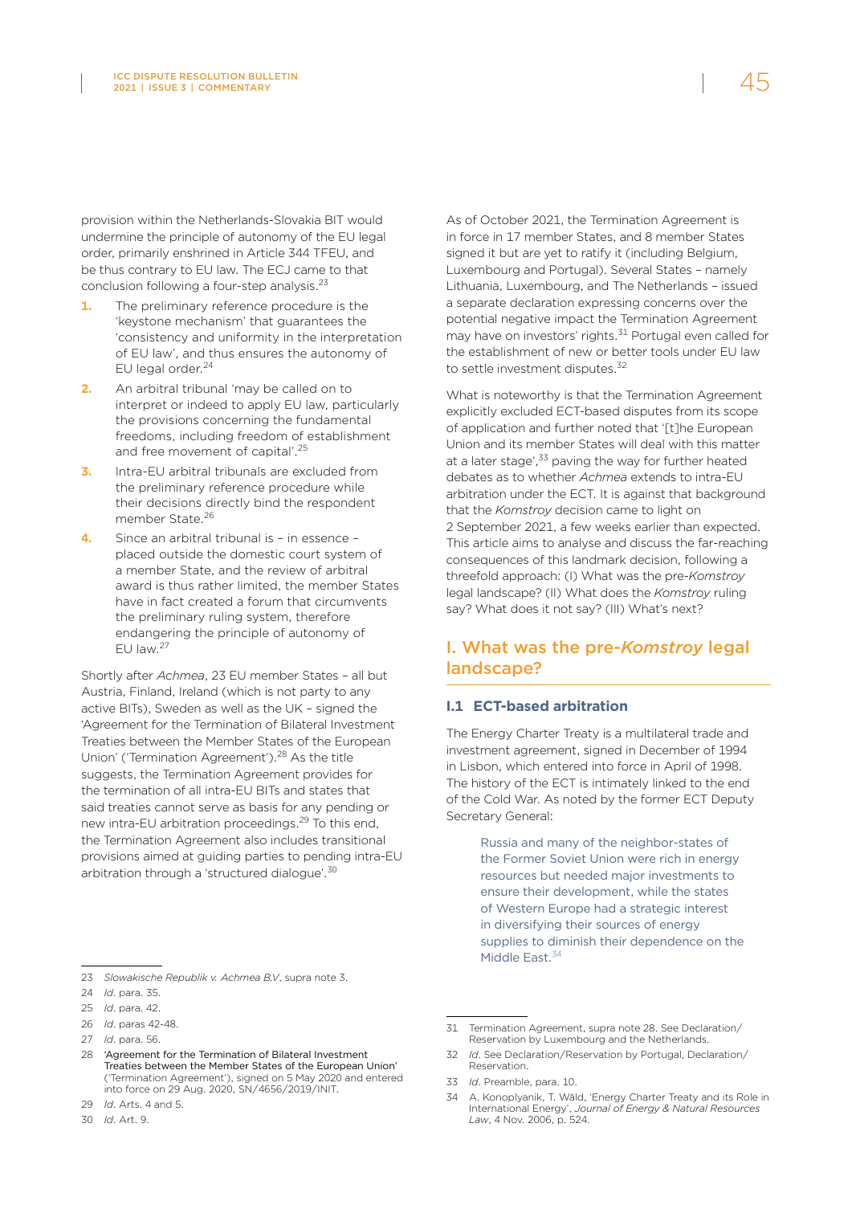provision within the Netherlands-Slovakia BIT would undermine the principle of autonomy of the EU legal order, primarily enshrined in Article 344 TFEU, and be thus contrary to EU law. The ECJ came to that conclusion following a four-step analysis.[23]

1. The preliminary reference procedure is the 'keystone mechanism' that guarantees the 'consistency and uniformity in the interpretation of EU law', and thus ensures the autonomy of EU legal order.[24]
2. An arbitral tribunal 'may be called on to interpret or indeed to apply EU law, particularly the provisions concerning the fundamental freedoms, including freedom of establishment and free movement of capital'.[25]
3. Intra-EU arbitral tribunals are excluded from the preliminary reference procedure while their decisions directly bind the respondent member State.[26]
4. Since an arbitral tribunal is – in essence – placed outside the domestic court system of a member State, and the review of arbitral award is thus rather limited, the member States have in fact created a forum that circumvents the preliminary ruling system, therefore endangering the principle of autonomy of EU law.[27]

Shortly after *Achmea*, 23 EU member States – all but Austria, Finland, Ireland (which is not party to any active BITs), Sweden as well as the UK – signed the 'Agreement for the Termination of Bilateral Investment Treaties between the Member States of the European Union' ('Termination Agreement').[28] As the title suggests, the Termination Agreement provides for the termination of all intra-EU BITs and states that said treaties cannot serve as basis for any pending or new intra-EU arbitration proceedings.[29] To this end, the Termination Agreement also includes transitional provisions aimed at guiding parties to pending intra-EU arbitration through a 'structured dialogue'.[30]

As of October 2021, the Termination Agreement is in force in 17 member States, and 8 member States signed it but are yet to ratify it (including Belgium, Luxembourg and Portugal). Several States – namely Lithuania, Luxembourg, and The Netherlands – issued a separate declaration expressing concerns over the potential negative impact the Termination Agreement may have on investors' rights.[31] Portugal even called for the establishment of new or better tools under EU law to settle investment disputes.[32]

What is noteworthy is that the Termination Agreement explicitly excluded ECT-based disputes from its scope of application and further noted that '[t]he European Union and its member States will deal with this matter at a later stage',[33] paving the way for further heated debates as to whether *Achmea* extends to intra-EU arbitration under the ECT. It is against that background that the *Komstroy* decision came to light on 2 September 2021, a few weeks earlier than expected. This article aims to analyse and discuss the far-reaching consequences of this landmark decision, following a threefold approach: (I) What was the pre-*Komstroy* legal landscape? (II) What does the *Komstroy* ruling say? What does it not say? (III) What's next?

## I. What was the pre-*Komstroy* legal landscape?

### I.1 ECT-based arbitration

The Energy Charter Treaty is a multilateral trade and investment agreement, signed in December of 1994 in Lisbon, which entered into force in April of 1998. The history of the ECT is intimately linked to the end of the Cold War. As noted by the former ECT Deputy Secretary General:

> Russia and many of the neighbor-states of the Former Soviet Union were rich in energy resources but needed major investments to ensure their development, while the states of Western Europe had a strategic interest in diversifying their sources of energy supplies to diminish their dependence on the Middle East.[34]

---

23 *Slowakische Republik v. Achmea B.V*, supra note 3.

24 *Id*. para. 35.

25 *Id*. para. 42.

26 *Id*. paras 42-48.

27 *Id*. para. 56.

28 'Agreement for the Termination of Bilateral Investment Treaties between the Member States of the European Union' ('Termination Agreement'), signed on 5 May 2020 and entered into force on 29 Aug. 2020, SN/4656/2019/INIT.

29 *Id*. Arts. 4 and 5.

30 *Id*. Art. 9.

31 Termination Agreement, supra note 28. See Declaration/Reservation by Luxembourg and the Netherlands.

32 *Id*. See Declaration/Reservation by Portugal, Declaration/Reservation.

33 *Id*. Preamble, para. 10.

34 A. Konoplyanik, T. Wäld, 'Energy Charter Treaty and its Role in International Energy', *Journal of Energy & Natural Resources Law*, 4 Nov. 2006, p. 524.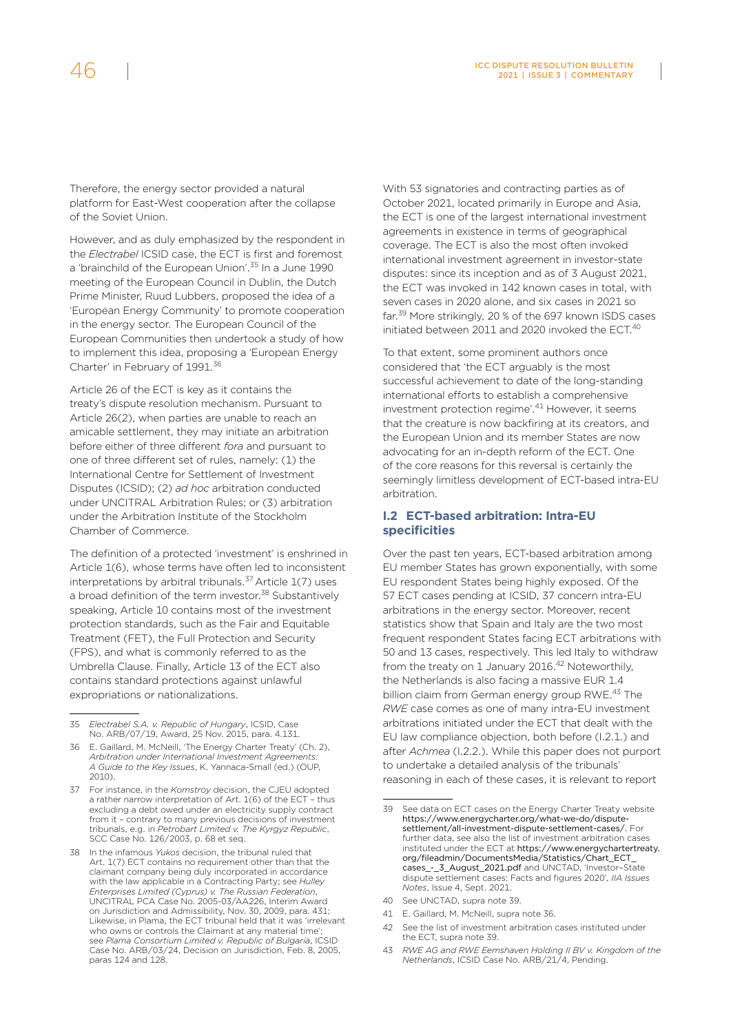Therefore, the energy sector provided a natural platform for East-West cooperation after the collapse of the Soviet Union.

However, and as duly emphasized by the respondent in the *Electrabel* ICSID case, the ECT is first and foremost a 'brainchild of the European Union'.[35] In a June 1990 meeting of the European Council in Dublin, the Dutch Prime Minister, Ruud Lubbers, proposed the idea of a 'European Energy Community' to promote cooperation in the energy sector. The European Council of the European Communities then undertook a study of how to implement this idea, proposing a 'European Energy Charter' in February of 1991.[36]

Article 26 of the ECT is key as it contains the treaty's dispute resolution mechanism. Pursuant to Article 26(2), when parties are unable to reach an amicable settlement, they may initiate an arbitration before either of three different *fora* and pursuant to one of three different set of rules, namely: (1) the International Centre for Settlement of Investment Disputes (ICSID); (2) *ad hoc* arbitration conducted under UNCITRAL Arbitration Rules; or (3) arbitration under the Arbitration Institute of the Stockholm Chamber of Commerce.

The definition of a protected 'investment' is enshrined in Article 1(6), whose terms have often led to inconsistent interpretations by arbitral tribunals.[37] Article 1(7) uses a broad definition of the term investor.[38] Substantively speaking, Article 10 contains most of the investment protection standards, such as the Fair and Equitable Treatment (FET), the Full Protection and Security (FPS), and what is commonly referred to as the Umbrella Clause. Finally, Article 13 of the ECT also contains standard protections against unlawful expropriations or nationalizations.

With 53 signatories and contracting parties as of October 2021, located primarily in Europe and Asia, the ECT is one of the largest international investment agreements in existence in terms of geographical coverage. The ECT is also the most often invoked international investment agreement in investor-state disputes: since its inception and as of 3 August 2021, the ECT was invoked in 142 known cases in total, with seven cases in 2020 alone, and six cases in 2021 so far.[39] More strikingly, 20 % of the 697 known ISDS cases initiated between 2011 and 2020 invoked the ECT.[40]

To that extent, some prominent authors once considered that 'the ECT arguably is the most successful achievement to date of the long-standing international efforts to establish a comprehensive investment protection regime'.[41] However, it seems that the creature is now backfiring at its creators, and the European Union and its member States are now advocating for an in-depth reform of the ECT. One of the core reasons for this reversal is certainly the seemingly limitless development of ECT-based intra-EU arbitration.

### I.2 ECT-based arbitration: Intra-EU specificities

Over the past ten years, ECT-based arbitration among EU member States has grown exponentially, with some EU respondent States being highly exposed. Of the 57 ECT cases pending at ICSID, 37 concern intra-EU arbitrations in the energy sector. Moreover, recent statistics show that Spain and Italy are the two most frequent respondent States facing ECT arbitrations with 50 and 13 cases, respectively. This led Italy to withdraw from the treaty on 1 January 2016.[42] Noteworthily, the Netherlands is also facing a massive EUR 1.4 billion claim from German energy group RWE.[43] The *RWE* case comes as one of many intra-EU investment arbitrations initiated under the ECT that dealt with the EU law compliance objection, both before (I.2.1.) and after *Achmea* (I.2.2.). While this paper does not purport to undertake a detailed analysis of the tribunals' reasoning in each of these cases, it is relevant to report

---

35 *Electrabel S.A. v. Republic of Hungary*, ICSID, Case No. ARB/07/19, Award, 25 Nov. 2015, para. 4.131.

36 E. Gaillard, M. McNeill, 'The Energy Charter Treaty' (Ch. 2), *Arbitration under International Investment Agreements: A Guide to the Key Issues*, K. Yannaca-Small (ed.) (OUP, 2010).

37 For instance, in the *Komstroy* decision, the CJEU adopted a rather narrow interpretation of Art. 1(6) of the ECT – thus excluding a debt owed under an electricity supply contract from it – contrary to many previous decisions of investment tribunals, e.g. in *Petrobart Limited v. The Kyrgyz Republic*, SCC Case No. 126/2003, p. 68 et seq.

38 In the infamous *Yukos* decision, the tribunal ruled that Art. 1(7) ECT contains no requirement other than that the claimant company being duly incorporated in accordance with the law applicable in a Contracting Party; see *Hulley Enterprises Limited (Cyprus) v. The Russian Federation*, UNCITRAL PCA Case No. 2005-03/AA226, Interim Award on Jurisdiction and Admissibility, Nov. 30, 2009, para. 431; Likewise, in Plama, the ECT tribunal held that it was 'irrelevant who owns or controls the Claimant at any material time'; see *Plama Consortium Limited v. Republic of Bulgaria*, ICSID Case No. ARB/03/24, Decision on Jurisdiction, Feb. 8, 2005, paras 124 and 128.

39 See data on ECT cases on the Energy Charter Treaty website https://www.energycharter.org/what-we-do/dispute-settlement/all-investment-dispute-settlement-cases/. For further data, see also the list of investment arbitration cases instituted under the ECT at https://www.energychartertreaty.org/fileadmin/DocumentsMedia/Statistics/Chart_ECT_cases_-_3_August_2021.pdf and UNCTAD, 'Investor–State dispute settlement cases: Facts and figures 2020', *IIA Issues Notes*, Issue 4, Sept. 2021.

40 See UNCTAD, supra note 39.

41 E. Gaillard, M. McNeill, supra note 36.

42 See the list of investment arbitration cases instituted under the ECT, supra note 39.

43 *RWE AG and RWE Eemshaven Holding II BV v. Kingdom of the Netherlands*, ICSID Case No. ARB/21/4, Pending.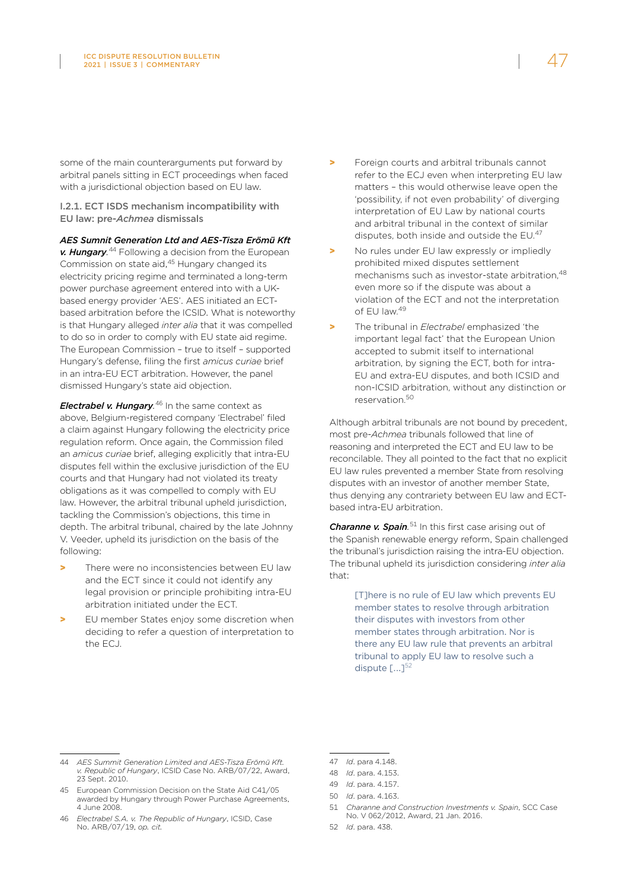some of the main counterarguments put forward by arbitral panels sitting in ECT proceedings when faced with a jurisdictional objection based on EU law.

### I.2.1. ECT ISDS mechanism incompatibility with EU law: pre-*Achmea* dismissals

***AES Sumnit Generation Ltd and AES-Tisza Erömü Kft v. Hungary.***[44] Following a decision from the European Commission on state aid,[45] Hungary changed its electricity pricing regime and terminated a long-term power purchase agreement entered into with a UK-based energy provider 'AES'. AES initiated an ECT-based arbitration before the ICSID. What is noteworthy is that Hungary alleged *inter alia* that it was compelled to do so in order to comply with EU state aid regime. The European Commission – true to itself – supported Hungary's defense, filing the first *amicus curiae* brief in an intra-EU ECT arbitration. However, the panel dismissed Hungary's state aid objection.

***Electrabel v. Hungary.***[46] In the same context as above, Belgium-registered company 'Electrabel' filed a claim against Hungary following the electricity price regulation reform. Once again, the Commission filed an *amicus curiae* brief, alleging explicitly that intra-EU disputes fell within the exclusive jurisdiction of the EU courts and that Hungary had not violated its treaty obligations as it was compelled to comply with EU law. However, the arbitral tribunal upheld jurisdiction, tackling the Commission's objections, this time in depth. The arbitral tribunal, chaired by the late Johnny V. Veeder, upheld its jurisdiction on the basis of the following:

- There were no inconsistencies between EU law and the ECT since it could not identify any legal provision or principle prohibiting intra-EU arbitration initiated under the ECT.
- EU member States enjoy some discretion when deciding to refer a question of interpretation to the ECJ.
- Foreign courts and arbitral tribunals cannot refer to the ECJ even when interpreting EU law matters – this would otherwise leave open the 'possibility, if not even probability' of diverging interpretation of EU Law by national courts and arbitral tribunal in the context of similar disputes, both inside and outside the EU.[47]
- No rules under EU law expressly or impliedly prohibited mixed disputes settlement mechanisms such as investor-state arbitration,[48] even more so if the dispute was about a violation of the ECT and not the interpretation of EU law.[49]
- The tribunal in *Electrabel* emphasized 'the important legal fact' that the European Union accepted to submit itself to international arbitration, by signing the ECT, both for intra-EU and extra-EU disputes, and both ICSID and non-ICSID arbitration, without any distinction or reservation.[50]

Although arbitral tribunals are not bound by precedent, most pre-*Achmea* tribunals followed that line of reasoning and interpreted the ECT and EU law to be reconcilable. They all pointed to the fact that no explicit EU law rules prevented a member State from resolving disputes with an investor of another member State, thus denying any contrariety between EU law and ECT-based intra-EU arbitration.

***Charanne v. Spain.***[51] In this first case arising out of the Spanish renewable energy reform, Spain challenged the tribunal's jurisdiction raising the intra-EU objection. The tribunal upheld its jurisdiction considering *inter alia* that:

> [T]here is no rule of EU law which prevents EU member states to resolve through arbitration their disputes with investors from other member states through arbitration. Nor is there any EU law rule that prevents an arbitral tribunal to apply EU law to resolve such a dispute [...][52]

---

44 *AES Summit Generation Limited and AES-Tisza Erömü Kft. v. Republic of Hungary*, ICSID Case No. ARB/07/22, Award, 23 Sept. 2010.

45 European Commission Decision on the State Aid C41/05 awarded by Hungary through Power Purchase Agreements, 4 June 2008.

46 *Electrabel S.A. v. The Republic of Hungary*, ICSID, Case No. ARB/07/19, *op. cit.*

47 *Id.* para 4.148.

48 *Id.* para. 4.153.

49 *Id.* para. 4.157.

50 *Id.* para. 4.163.

51 *Charanne and Construction Investments v. Spain*, SCC Case No. V 062/2012, Award, 21 Jan. 2016.

52 *Id.* para. 438.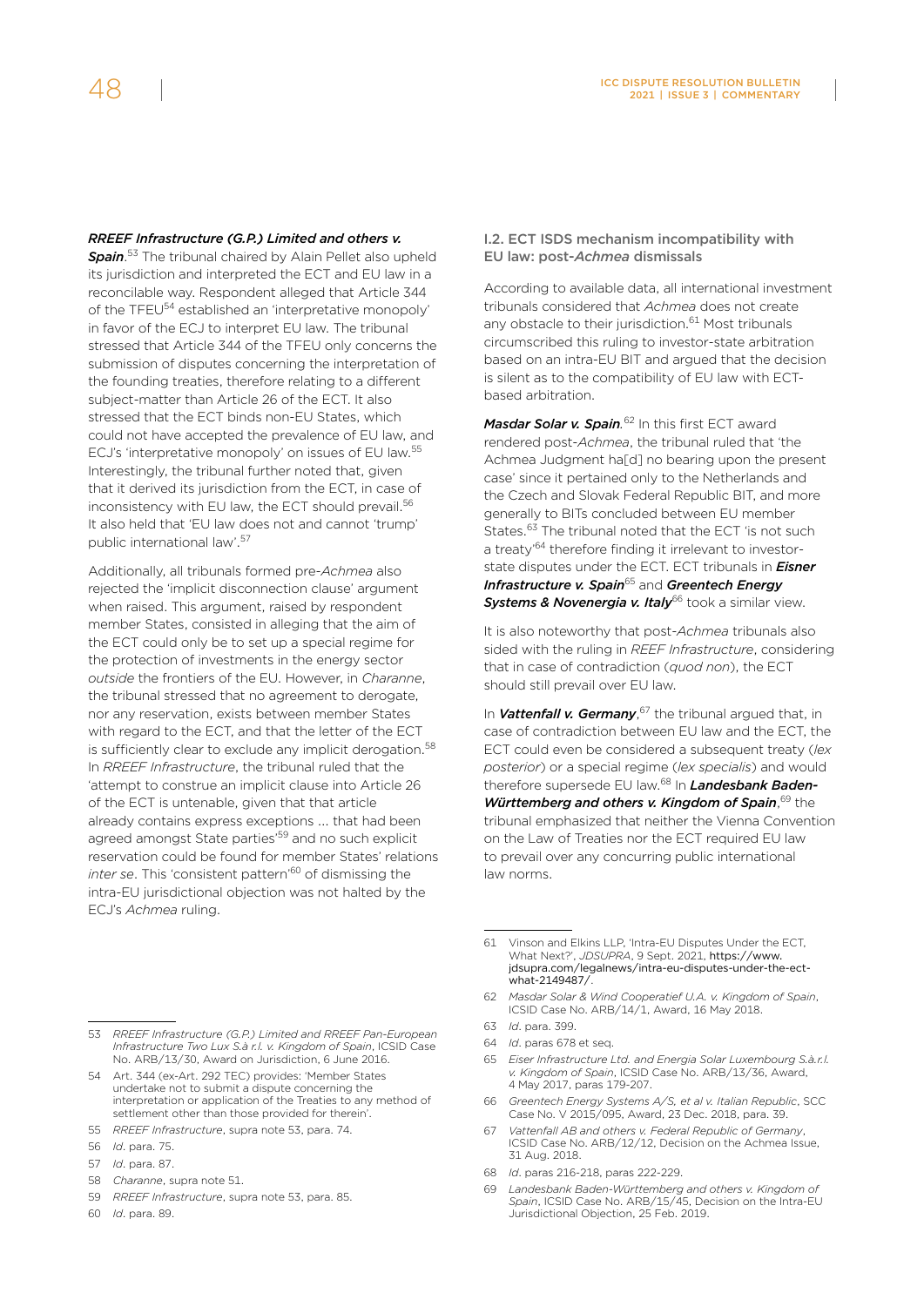***RREEF Infrastructure (G.P.) Limited and others v. Spain***.[53] The tribunal chaired by Alain Pellet also upheld its jurisdiction and interpreted the ECT and EU law in a reconcilable way. Respondent alleged that Article 344 of the TFEU[54] established an 'interpretative monopoly' in favor of the ECJ to interpret EU law. The tribunal stressed that Article 344 of the TFEU only concerns the submission of disputes concerning the interpretation of the founding treaties, therefore relating to a different subject-matter than Article 26 of the ECT. It also stressed that the ECT binds non-EU States, which could not have accepted the prevalence of EU law, and ECJ's 'interpretative monopoly' on issues of EU law.[55] Interestingly, the tribunal further noted that, given that it derived its jurisdiction from the ECT, in case of inconsistency with EU law, the ECT should prevail.[56] It also held that 'EU law does not and cannot 'trump' public international law'.[57]

Additionally, all tribunals formed pre-*Achmea* also rejected the 'implicit disconnection clause' argument when raised. This argument, raised by respondent member States, consisted in alleging that the aim of the ECT could only be to set up a special regime for the protection of investments in the energy sector *outside* the frontiers of the EU. However, in *Charanne*, the tribunal stressed that no agreement to derogate, nor any reservation, exists between member States with regard to the ECT, and that the letter of the ECT is sufficiently clear to exclude any implicit derogation.[58] In *RREEF Infrastructure*, the tribunal ruled that the 'attempt to construe an implicit clause into Article 26 of the ECT is untenable, given that that article already contains express exceptions ... that had been agreed amongst State parties'[59] and no such explicit reservation could be found for member States' relations *inter se*. This 'consistent pattern'[60] of dismissing the intra-EU jurisdictional objection was not halted by the ECJ's *Achmea* ruling.

### I.2. ECT ISDS mechanism incompatibility with EU law: post-*Achmea* dismissals

According to available data, all international investment tribunals considered that *Achmea* does not create any obstacle to their jurisdiction.[61] Most tribunals circumscribed this ruling to investor-state arbitration based on an intra-EU BIT and argued that the decision is silent as to the compatibility of EU law with ECT-based arbitration.

***Masdar Solar v. Spain***.[62] In this first ECT award rendered post-*Achmea*, the tribunal ruled that 'the Achmea Judgment ha[d] no bearing upon the present case' since it pertained only to the Netherlands and the Czech and Slovak Federal Republic BIT, and more generally to BITs concluded between EU member States.[63] The tribunal noted that the ECT 'is not such a treaty'[64] therefore finding it irrelevant to investor-state disputes under the ECT. ECT tribunals in ***Eisner Infrastructure v. Spain***[65] and ***Greentech Energy Systems & Novenergia v. Italy***[66] took a similar view.

It is also noteworthy that post-*Achmea* tribunals also sided with the ruling in *REEF Infrastructure*, considering that in case of contradiction (*quod non*), the ECT should still prevail over EU law.

In ***Vattenfall v. Germany***,[67] the tribunal argued that, in case of contradiction between EU law and the ECT, the ECT could even be considered a subsequent treaty (*lex posterior*) or a special regime (*lex specialis*) and would therefore supersede EU law.[68] In ***Landesbank Baden-Württemberg and others v. Kingdom of Spain***,[69] the tribunal emphasized that neither the Vienna Convention on the Law of Treaties nor the ECT required EU law to prevail over any concurring public international law norms.

---

53 *RREEF Infrastructure (G.P.) Limited and RREEF Pan-European Infrastructure Two Lux S.à r.l. v. Kingdom of Spain*, ICSID Case No. ARB/13/30, Award on Jurisdiction, 6 June 2016.

54 Art. 344 (ex-Art. 292 TEC) provides: 'Member States undertake not to submit a dispute concerning the interpretation or application of the Treaties to any method of settlement other than those provided for therein'.

55 *RREEF Infrastructure*, supra note 53, para. 74.

56 *Id*. para. 75.

57 *Id*. para. 87.

58 *Charanne*, supra note 51.

59 *RREEF Infrastructure*, supra note 53, para. 85.

60 *Id*. para. 89.

61 Vinson and Elkins LLP, 'Intra-EU Disputes Under the ECT, What Next?', *JDSUPRA*, 9 Sept. 2021, https://www.jdsupra.com/legalnews/intra-eu-disputes-under-the-ect-what-2149487/.

62 *Masdar Solar & Wind Cooperatief U.A. v. Kingdom of Spain*, ICSID Case No. ARB/14/1, Award, 16 May 2018.

63 *Id*. para. 399.

64 *Id*. paras 678 et seq.

65 *Eiser Infrastructure Ltd. and Energia Solar Luxembourg S.à.r.l. v. Kingdom of Spain*, ICSID Case No. ARB/13/36, Award, 4 May 2017, paras 179-207.

66 *Greentech Energy Systems A/S, et al v. Italian Republic*, SCC Case No. V 2015/095, Award, 23 Dec. 2018, para. 39.

67 *Vattenfall AB and others v. Federal Republic of Germany*, ICSID Case No. ARB/12/12, Decision on the Achmea Issue, 31 Aug. 2018.

68 *Id*. paras 216-218, paras 222-229.

69 *Landesbank Baden-Württemberg and others v. Kingdom of Spain*, ICSID Case No. ARB/15/45, Decision on the Intra-EU Jurisdictional Objection, 25 Feb. 2019.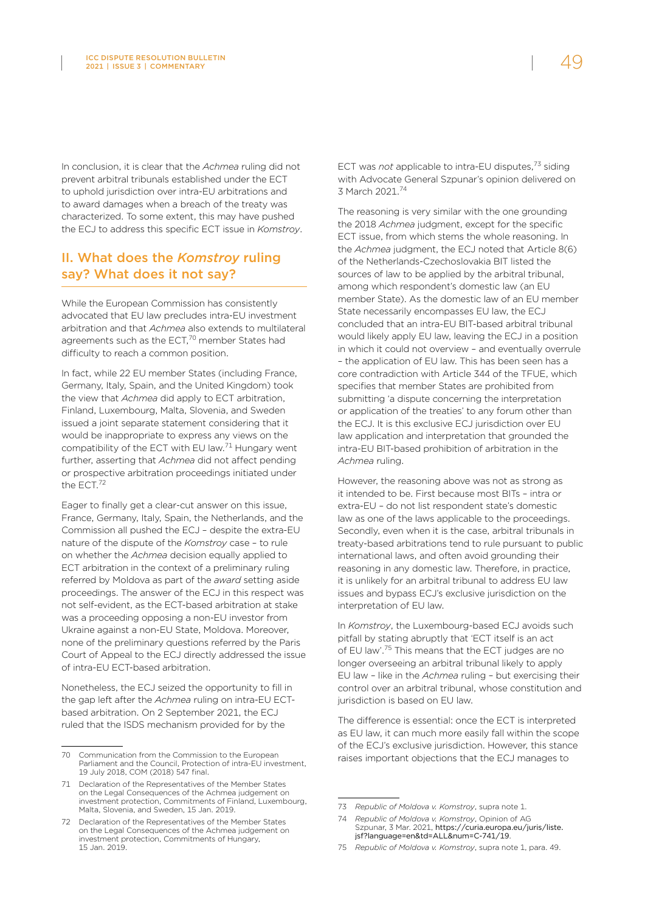In conclusion, it is clear that the *Achmea* ruling did not prevent arbitral tribunals established under the ECT to uphold jurisdiction over intra-EU arbitrations and to award damages when a breach of the treaty was characterized. To some extent, this may have pushed the ECJ to address this specific ECT issue in *Komstroy*.

## II. What does the *Komstroy* ruling say? What does it not say?

While the European Commission has consistently advocated that EU law precludes intra-EU investment arbitration and that *Achmea* also extends to multilateral agreements such as the ECT,[70] member States had difficulty to reach a common position.

In fact, while 22 EU member States (including France, Germany, Italy, Spain, and the United Kingdom) took the view that *Achmea* did apply to ECT arbitration, Finland, Luxembourg, Malta, Slovenia, and Sweden issued a joint separate statement considering that it would be inappropriate to express any views on the compatibility of the ECT with EU law.[71] Hungary went further, asserting that *Achmea* did not affect pending or prospective arbitration proceedings initiated under the ECT.[72]

Eager to finally get a clear-cut answer on this issue, France, Germany, Italy, Spain, the Netherlands, and the Commission all pushed the ECJ – despite the extra-EU nature of the dispute of the *Komstroy* case – to rule on whether the *Achmea* decision equally applied to ECT arbitration in the context of a preliminary ruling referred by Moldova as part of the *award* setting aside proceedings. The answer of the ECJ in this respect was not self-evident, as the ECT-based arbitration at stake was a proceeding opposing a non-EU investor from Ukraine against a non-EU State, Moldova. Moreover, none of the preliminary questions referred by the Paris Court of Appeal to the ECJ directly addressed the issue of intra-EU ECT-based arbitration.

Nonetheless, the ECJ seized the opportunity to fill in the gap left after the *Achmea* ruling on intra-EU ECT-based arbitration. On 2 September 2021, the ECJ ruled that the ISDS mechanism provided for by the ECT was *not* applicable to intra-EU disputes,[73] siding with Advocate General Szpunar's opinion delivered on 3 March 2021.[74]

The reasoning is very similar with the one grounding the 2018 *Achmea* judgment, except for the specific ECT issue, from which stems the whole reasoning. In the *Achmea* judgment, the ECJ noted that Article 8(6) of the Netherlands-Czechoslovakia BIT listed the sources of law to be applied by the arbitral tribunal, among which respondent's domestic law (an EU member State). As the domestic law of an EU member State necessarily encompasses EU law, the ECJ concluded that an intra-EU BIT-based arbitral tribunal would likely apply EU law, leaving the ECJ in a position in which it could not overview – and eventually overrule – the application of EU law. This has been seen has a core contradiction with Article 344 of the TFUE, which specifies that member States are prohibited from submitting 'a dispute concerning the interpretation or application of the treaties' to any forum other than the ECJ. It is this exclusive ECJ jurisdiction over EU law application and interpretation that grounded the intra-EU BIT-based prohibition of arbitration in the *Achmea* ruling.

However, the reasoning above was not as strong as it intended to be. First because most BITs – intra or extra-EU – do not list respondent state's domestic law as one of the laws applicable to the proceedings. Secondly, even when it is the case, arbitral tribunals in treaty-based arbitrations tend to rule pursuant to public international laws, and often avoid grounding their reasoning in any domestic law. Therefore, in practice, it is unlikely for an arbitral tribunal to address EU law issues and bypass ECJ's exclusive jurisdiction on the interpretation of EU law.

In *Komstroy*, the Luxembourg-based ECJ avoids such pitfall by stating abruptly that 'ECT itself is an act of EU law'.[75] This means that the ECT judges are no longer overseeing an arbitral tribunal likely to apply EU law – like in the *Achmea* ruling – but exercising their control over an arbitral tribunal, whose constitution and jurisdiction is based on EU law.

The difference is essential: once the ECT is interpreted as EU law, it can much more easily fall within the scope of the ECJ's exclusive jurisdiction. However, this stance raises important objections that the ECJ manages to

---

70 Communication from the Commission to the European Parliament and the Council, Protection of intra-EU investment, 19 July 2018, COM (2018) 547 final.

71 Declaration of the Representatives of the Member States on the Legal Consequences of the Achmea judgement on investment protection, Commitments of Finland, Luxembourg, Malta, Slovenia, and Sweden, 15 Jan. 2019.

72 Declaration of the Representatives of the Member States on the Legal Consequences of the Achmea judgement on investment protection, Commitments of Hungary, 15 Jan. 2019.

73 *Republic of Moldova v. Komstroy*, supra note 1.

74 *Republic of Moldova v. Komstroy*, Opinion of AG Szpunar, 3 Mar. 2021, https://curia.europa.eu/juris/liste.jsf?language=en&td=ALL&num=C-741/19.

75 *Republic of Moldova v. Komstroy*, supra note 1, para. 49.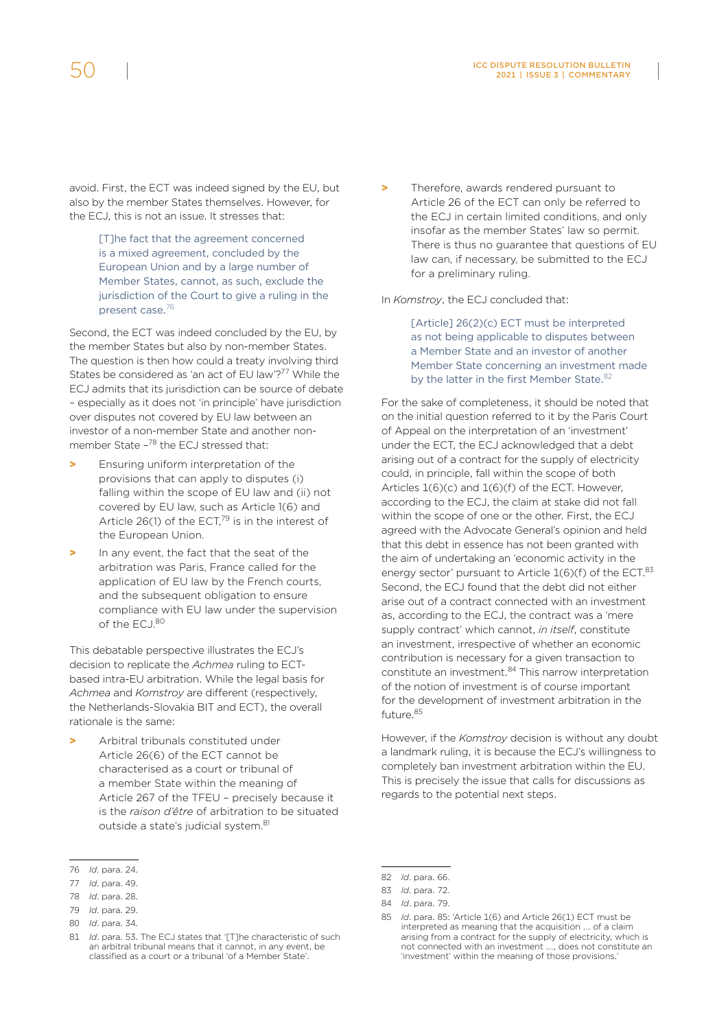avoid. First, the ECT was indeed signed by the EU, but also by the member States themselves. However, for the ECJ, this is not an issue. It stresses that:

> [T]he fact that the agreement concerned is a mixed agreement, concluded by the European Union and by a large number of Member States, cannot, as such, exclude the jurisdiction of the Court to give a ruling in the present case.[76]

Second, the ECT was indeed concluded by the EU, by the member States but also by non-member States. The question is then how could a treaty involving third States be considered as 'an act of EU law'?[77] While the ECJ admits that its jurisdiction can be source of debate – especially as it does not 'in principle' have jurisdiction over disputes not covered by EU law between an investor of a non-member State and another non-member State –[78] the ECJ stressed that:

- Ensuring uniform interpretation of the provisions that can apply to disputes (i) falling within the scope of EU law and (ii) not covered by EU law, such as Article 1(6) and Article 26(1) of the ECT,[79] is in the interest of the European Union.
- In any event, the fact that the seat of the arbitration was Paris, France called for the application of EU law by the French courts, and the subsequent obligation to ensure compliance with EU law under the supervision of the ECJ.[80]

This debatable perspective illustrates the ECJ's decision to replicate the *Achmea* ruling to ECT-based intra-EU arbitration. While the legal basis for *Achmea* and *Komstroy* are different (respectively, the Netherlands-Slovakia BIT and ECT), the overall rationale is the same:

- Arbitral tribunals constituted under Article 26(6) of the ECT cannot be characterised as a court or tribunal of a member State within the meaning of Article 267 of the TFEU – precisely because it is the *raison d'être* of arbitration to be situated outside a state's judicial system.[81]
- Therefore, awards rendered pursuant to Article 26 of the ECT can only be referred to the ECJ in certain limited conditions, and only insofar as the member States' law so permit. There is thus no guarantee that questions of EU law can, if necessary, be submitted to the ECJ for a preliminary ruling.

In *Komstroy*, the ECJ concluded that:

> [Article] 26(2)(c) ECT must be interpreted as not being applicable to disputes between a Member State and an investor of another Member State concerning an investment made by the latter in the first Member State.[82]

For the sake of completeness, it should be noted that on the initial question referred to it by the Paris Court of Appeal on the interpretation of an 'investment' under the ECT, the ECJ acknowledged that a debt arising out of a contract for the supply of electricity could, in principle, fall within the scope of both Articles 1(6)(c) and 1(6)(f) of the ECT. However, according to the ECJ, the claim at stake did not fall within the scope of one or the other. First, the ECJ agreed with the Advocate General's opinion and held that this debt in essence has not been granted with the aim of undertaking an 'economic activity in the energy sector' pursuant to Article 1(6)(f) of the ECT.[83] Second, the ECJ found that the debt did not either arise out of a contract connected with an investment as, according to the ECJ, the contract was a 'mere supply contract' which cannot, *in itself*, constitute an investment, irrespective of whether an economic contribution is necessary for a given transaction to constitute an investment.[84] This narrow interpretation of the notion of investment is of course important for the development of investment arbitration in the future.[85]

However, if the *Komstroy* decision is without any doubt a landmark ruling, it is because the ECJ's willingness to completely ban investment arbitration within the EU. This is precisely the issue that calls for discussions as regards to the potential next steps.

---

76 *Id*. para. 24.

77 *Id*. para. 49.

78 *Id*. para. 28.

79 *Id*. para. 29.

80 *Id*. para. 34.

81 *Id*. para. 53. The ECJ states that '[T]he characteristic of such an arbitral tribunal means that it cannot, in any event, be classified as a court or a tribunal 'of a Member State'.

82 *Id*. para. 66.

83 *Id*. para. 72.

84 *Id*. para. 79.

85 *Id*. para. 85: 'Article 1(6) and Article 26(1) ECT must be interpreted as meaning that the acquisition … of a claim arising from a contract for the supply of electricity, which is not connected with an investment …, does not constitute an 'investment' within the meaning of those provisions.'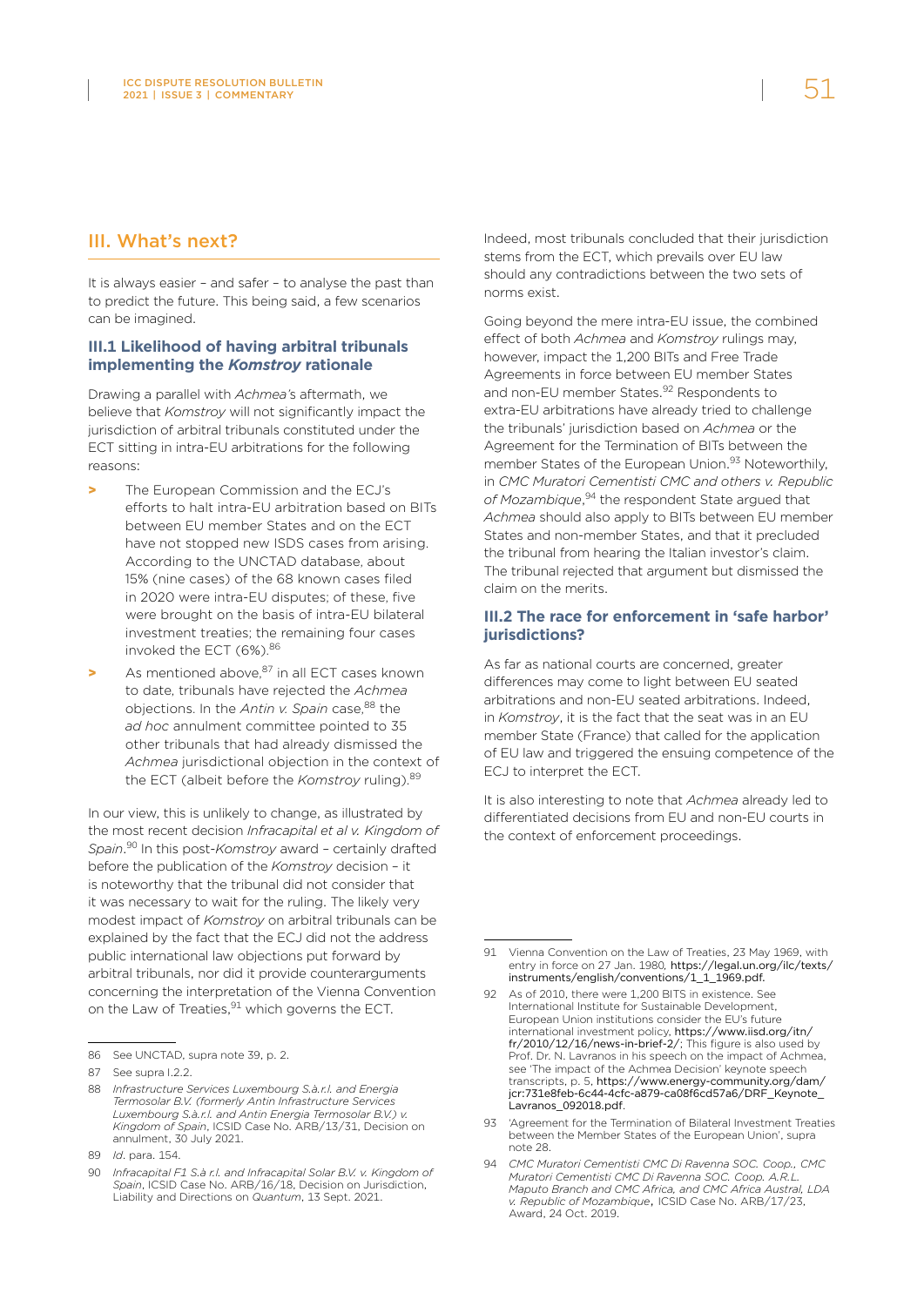## III. What's next?

It is always easier – and safer – to analyse the past than to predict the future. This being said, a few scenarios can be imagined.

### III.1 Likelihood of having arbitral tribunals implementing the *Komstroy* rationale

Drawing a parallel with *Achmea's* aftermath, we believe that *Komstroy* will not significantly impact the jurisdiction of arbitral tribunals constituted under the ECT sitting in intra-EU arbitrations for the following reasons:

- The European Commission and the ECJ's efforts to halt intra-EU arbitration based on BITs between EU member States and on the ECT have not stopped new ISDS cases from arising. According to the UNCTAD database, about 15% (nine cases) of the 68 known cases filed in 2020 were intra-EU disputes; of these, five were brought on the basis of intra-EU bilateral investment treaties; the remaining four cases invoked the ECT (6%).[86]
- As mentioned above,[87] in all ECT cases known to date, tribunals have rejected the *Achmea* objections. In the *Antin v. Spain* case,[88] the *ad hoc* annulment committee pointed to 35 other tribunals that had already dismissed the *Achmea* jurisdictional objection in the context of the ECT (albeit before the *Komstroy* ruling).[89]

In our view, this is unlikely to change, as illustrated by the most recent decision *Infracapital et al v. Kingdom of Spain*.[90] In this post-*Komstroy* award – certainly drafted before the publication of the *Komstroy* decision – it is noteworthy that the tribunal did not consider that it was necessary to wait for the ruling. The likely very modest impact of *Komstroy* on arbitral tribunals can be explained by the fact that the ECJ did not the address public international law objections put forward by arbitral tribunals, nor did it provide counterarguments concerning the interpretation of the Vienna Convention on the Law of Treaties,[91] which governs the ECT.

Indeed, most tribunals concluded that their jurisdiction stems from the ECT, which prevails over EU law should any contradictions between the two sets of norms exist.

Going beyond the mere intra-EU issue, the combined effect of both *Achmea* and *Komstroy* rulings may, however, impact the 1,200 BITs and Free Trade Agreements in force between EU member States and non-EU member States.[92] Respondents to extra-EU arbitrations have already tried to challenge the tribunals' jurisdiction based on *Achmea* or the Agreement for the Termination of BITs between the member States of the European Union.[93] Noteworthily, in *CMC Muratori Cementisti CMC and others v. Republic of Mozambique*,[94] the respondent State argued that *Achmea* should also apply to BITs between EU member States and non-member States, and that it precluded the tribunal from hearing the Italian investor's claim. The tribunal rejected that argument but dismissed the claim on the merits.

### III.2 The race for enforcement in 'safe harbor' jurisdictions?

As far as national courts are concerned, greater differences may come to light between EU seated arbitrations and non-EU seated arbitrations. Indeed, in *Komstroy*, it is the fact that the seat was in an EU member State (France) that called for the application of EU law and triggered the ensuing competence of the ECJ to interpret the ECT.

It is also interesting to note that *Achmea* already led to differentiated decisions from EU and non-EU courts in the context of enforcement proceedings.

---

86 See UNCTAD, supra note 39, p. 2.

87 See supra I.2.2.

88 *Infrastructure Services Luxembourg S.à.r.l. and Energia Termosolar B.V. (formerly Antin Infrastructure Services Luxembourg S.à.r.l. and Antin Energia Termosolar B.V.) v. Kingdom of Spain*, ICSID Case No. ARB/13/31, Decision on annulment, 30 July 2021.

89 *Id*. para. 154.

90 *Infracapital F1 S.à r.l. and Infracapital Solar B.V. v. Kingdom of Spain*, ICSID Case No. ARB/16/18, Decision on Jurisdiction, Liability and Directions on *Quantum*, 13 Sept. 2021.

91 Vienna Convention on the Law of Treaties, 23 May 1969, with entry in force on 27 Jan. 1980, https://legal.un.org/ilc/texts/instruments/english/conventions/1_1_1969.pdf.

92 As of 2010, there were 1,200 BITS in existence. See International Institute for Sustainable Development, European Union institutions consider the EU's future international investment policy, https://www.iisd.org/itn/fr/2010/12/16/news-in-brief-2/; This figure is also used by Prof. Dr. N. Lavranos in his speech on the impact of Achmea, see 'The impact of the Achmea Decision' keynote speech transcripts, p. 5, https://www.energy-community.org/dam/jcr:731e8feb-6c44-4cfc-a879-ca08f6cd57a6/DRF_Keynote_Lavranos_092018.pdf.

93 'Agreement for the Termination of Bilateral Investment Treaties between the Member States of the European Union', supra note 28.

94 *CMC Muratori Cementisti CMC Di Ravenna SOC. Coop., CMC Muratori Cementisti CMC Di Ravenna SOC. Coop. A.R.L. Maputo Branch and CMC Africa, and CMC Africa Austral, LDA v. Republic of Mozambique*, ICSID Case No. ARB/17/23, Award, 24 Oct. 2019.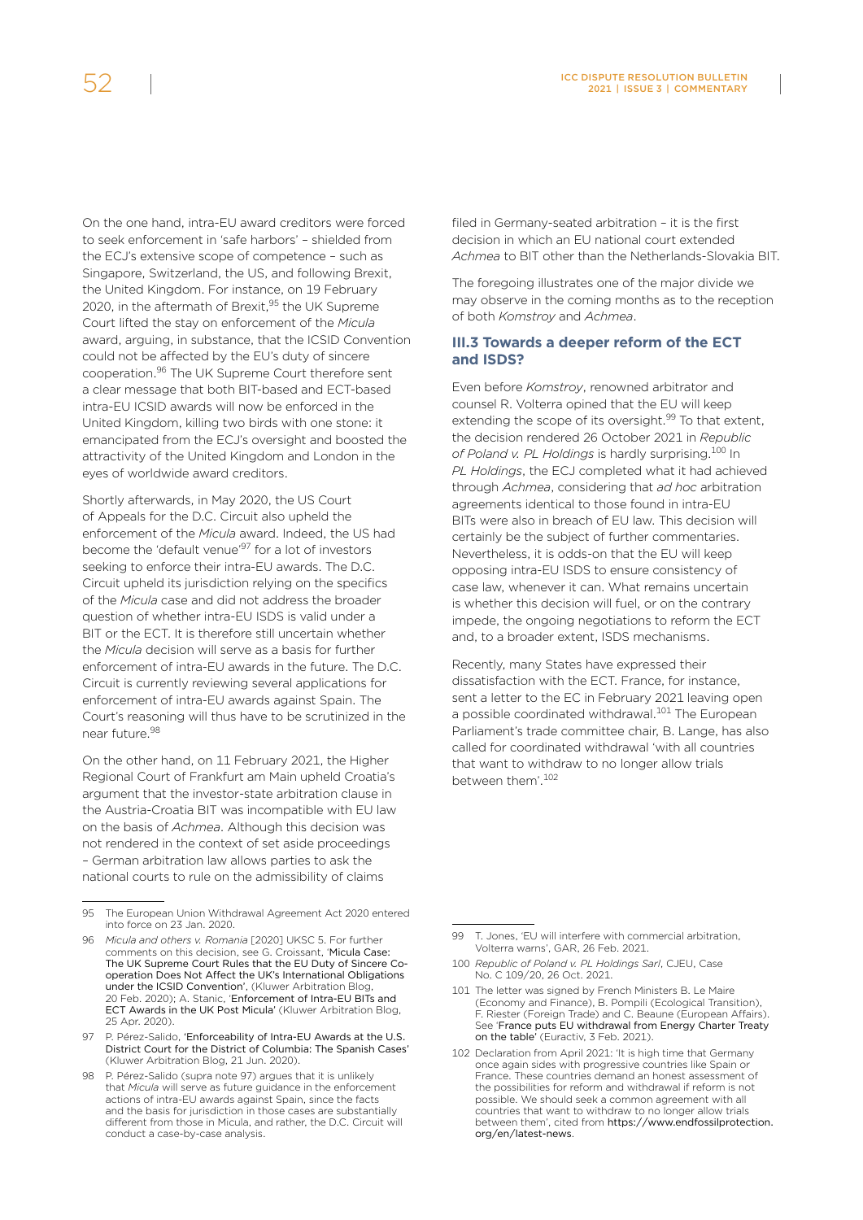On the one hand, intra-EU award creditors were forced to seek enforcement in 'safe harbors' – shielded from the ECJ's extensive scope of competence – such as Singapore, Switzerland, the US, and following Brexit, the United Kingdom. For instance, on 19 February 2020, in the aftermath of Brexit,[95] the UK Supreme Court lifted the stay on enforcement of the *Micula* award, arguing, in substance, that the ICSID Convention could not be affected by the EU's duty of sincere cooperation.[96] The UK Supreme Court therefore sent a clear message that both BIT-based and ECT-based intra-EU ICSID awards will now be enforced in the United Kingdom, killing two birds with one stone: it emancipated from the ECJ's oversight and boosted the attractivity of the United Kingdom and London in the eyes of worldwide award creditors.

Shortly afterwards, in May 2020, the US Court of Appeals for the D.C. Circuit also upheld the enforcement of the *Micula* award. Indeed, the US had become the 'default venue'[97] for a lot of investors seeking to enforce their intra-EU awards. The D.C. Circuit upheld its jurisdiction relying on the specifics of the *Micula* case and did not address the broader question of whether intra-EU ISDS is valid under a BIT or the ECT. It is therefore still uncertain whether the *Micula* decision will serve as a basis for further enforcement of intra-EU awards in the future. The D.C. Circuit is currently reviewing several applications for enforcement of intra-EU awards against Spain. The Court's reasoning will thus have to be scrutinized in the near future.[98]

On the other hand, on 11 February 2021, the Higher Regional Court of Frankfurt am Main upheld Croatia's argument that the investor-state arbitration clause in the Austria-Croatia BIT was incompatible with EU law on the basis of *Achmea*. Although this decision was not rendered in the context of set aside proceedings – German arbitration law allows parties to ask the national courts to rule on the admissibility of claims filed in Germany-seated arbitration – it is the first decision in which an EU national court extended *Achmea* to BIT other than the Netherlands-Slovakia BIT.

The foregoing illustrates one of the major divide we may observe in the coming months as to the reception of both *Komstroy* and *Achmea*.

### III.3 Towards a deeper reform of the ECT and ISDS?

Even before *Komstroy*, renowned arbitrator and counsel R. Volterra opined that the EU will keep extending the scope of its oversight.[99] To that extent, the decision rendered 26 October 2021 in *Republic of Poland v. PL Holdings* is hardly surprising.[100] In *PL Holdings*, the ECJ completed what it had achieved through *Achmea*, considering that *ad hoc* arbitration agreements identical to those found in intra-EU BITs were also in breach of EU law. This decision will certainly be the subject of further commentaries. Nevertheless, it is odds-on that the EU will keep opposing intra-EU ISDS to ensure consistency of case law, whenever it can. What remains uncertain is whether this decision will fuel, or on the contrary impede, the ongoing negotiations to reform the ECT and, to a broader extent, ISDS mechanisms.

Recently, many States have expressed their dissatisfaction with the ECT. France, for instance, sent a letter to the EC in February 2021 leaving open a possible coordinated withdrawal.[101] The European Parliament's trade committee chair, B. Lange, has also called for coordinated withdrawal 'with all countries that want to withdraw to no longer allow trials between them'.[102]

---

95 The European Union Withdrawal Agreement Act 2020 entered into force on 23 Jan. 2020.

96 *Micula and others v. Romania* [2020] UKSC 5. For further comments on this decision, see G. Croissant, 'Micula Case: The UK Supreme Court Rules that the EU Duty of Sincere Co-operation Does Not Affect the UK's International Obligations under the ICSID Convention', (Kluwer Arbitration Blog, 20 Feb. 2020); A. Stanic, 'Enforcement of Intra-EU BITs and ECT Awards in the UK Post Micula' (Kluwer Arbitration Blog, 25 Apr. 2020).

97 P. Pérez-Salido, 'Enforceability of Intra-EU Awards at the U.S. District Court for the District of Columbia: The Spanish Cases' (Kluwer Arbitration Blog, 21 Jun. 2020).

98 P. Pérez-Salido (supra note 97) argues that it is unlikely that *Micula* will serve as future guidance in the enforcement actions of intra-EU awards against Spain, since the facts and the basis for jurisdiction in those cases are substantially different from those in Micula, and rather, the D.C. Circuit will conduct a case-by-case analysis.

99 T. Jones, 'EU will interfere with commercial arbitration, Volterra warns', GAR, 26 Feb. 2021.

100 *Republic of Poland v. PL Holdings Sarl*, CJEU, Case No. C 109/20, 26 Oct. 2021.

101 The letter was signed by French Ministers B. Le Maire (Economy and Finance), B. Pompili (Ecological Transition), F. Riester (Foreign Trade) and C. Beaune (European Affairs). See 'France puts EU withdrawal from Energy Charter Treaty on the table' (Euractiv, 3 Feb. 2021).

102 Declaration from April 2021: 'It is high time that Germany once again sides with progressive countries like Spain or France. These countries demand an honest assessment of the possibilities for reform and withdrawal if reform is not possible. We should seek a common agreement with all countries that want to withdraw to no longer allow trials between them', cited from https://www.endfossilprotection.org/en/latest-news.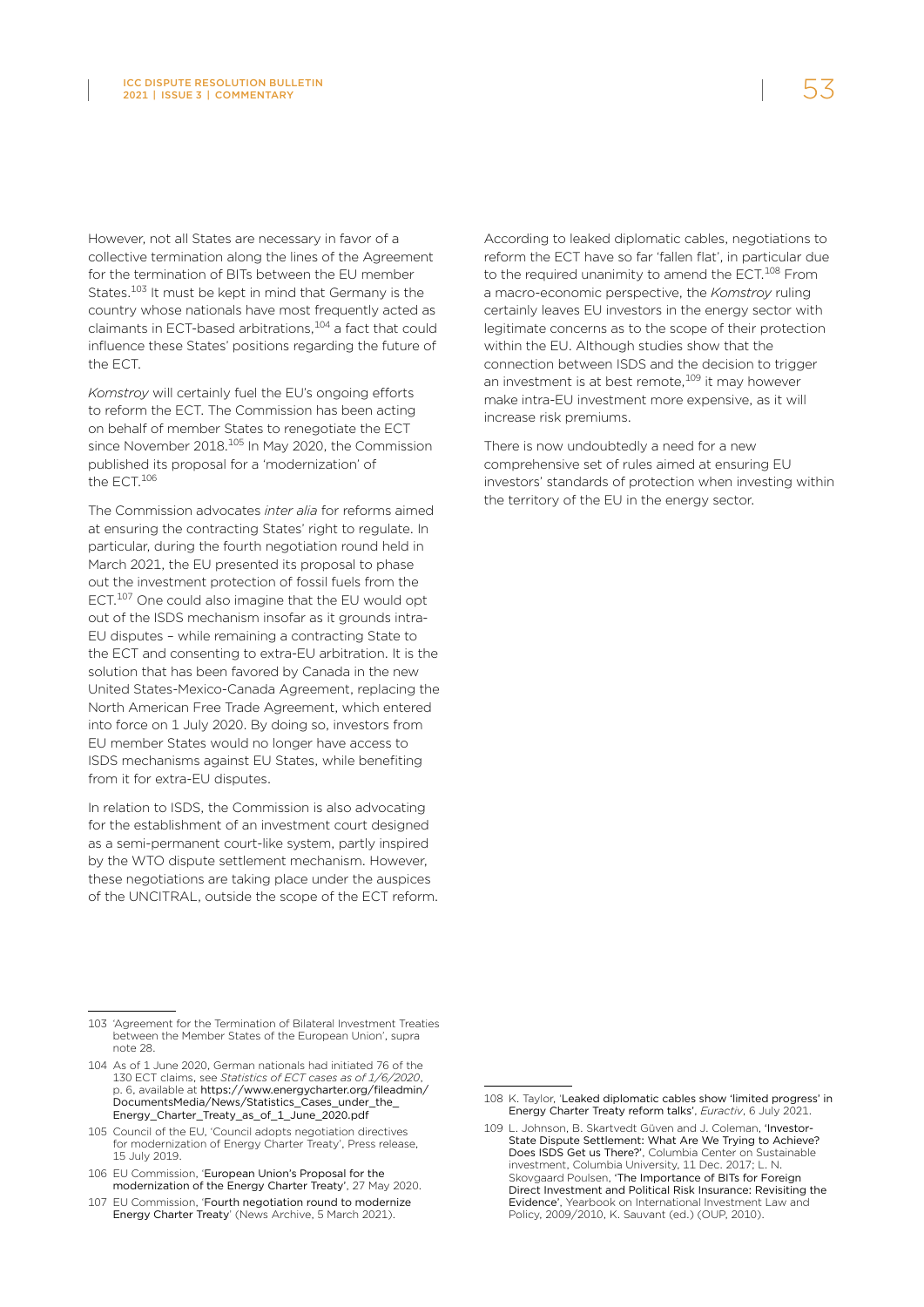However, not all States are necessary in favor of a collective termination along the lines of the Agreement for the termination of BITs between the EU member States.[103] It must be kept in mind that Germany is the country whose nationals have most frequently acted as claimants in ECT-based arbitrations,[104] a fact that could influence these States' positions regarding the future of the ECT.

*Komstroy* will certainly fuel the EU's ongoing efforts to reform the ECT. The Commission has been acting on behalf of member States to renegotiate the ECT since November 2018.[105] In May 2020, the Commission published its proposal for a 'modernization' of the ECT.[106]

The Commission advocates *inter alia* for reforms aimed at ensuring the contracting States' right to regulate. In particular, during the fourth negotiation round held in March 2021, the EU presented its proposal to phase out the investment protection of fossil fuels from the ECT.[107] One could also imagine that the EU would opt out of the ISDS mechanism insofar as it grounds intra-EU disputes – while remaining a contracting State to the ECT and consenting to extra-EU arbitration. It is the solution that has been favored by Canada in the new United States-Mexico-Canada Agreement, replacing the North American Free Trade Agreement, which entered into force on 1 July 2020. By doing so, investors from EU member States would no longer have access to ISDS mechanisms against EU States, while benefiting from it for extra-EU disputes.

In relation to ISDS, the Commission is also advocating for the establishment of an investment court designed as a semi-permanent court-like system, partly inspired by the WTO dispute settlement mechanism. However, these negotiations are taking place under the auspices of the UNCITRAL, outside the scope of the ECT reform.

According to leaked diplomatic cables, negotiations to reform the ECT have so far 'fallen flat', in particular due to the required unanimity to amend the ECT.[108] From a macro-economic perspective, the *Komstroy* ruling certainly leaves EU investors in the energy sector with legitimate concerns as to the scope of their protection within the EU. Although studies show that the connection between ISDS and the decision to trigger an investment is at best remote,[109] it may however make intra-EU investment more expensive, as it will increase risk premiums.

There is now undoubtedly a need for a new comprehensive set of rules aimed at ensuring EU investors' standards of protection when investing within the territory of the EU in the energy sector.

---

103 'Agreement for the Termination of Bilateral Investment Treaties between the Member States of the European Union', supra note 28.

104 As of 1 June 2020, German nationals had initiated 76 of the 130 ECT claims, see *Statistics of ECT cases as of 1/6/2020*, p. 6, available at https://www.energycharter.org/fileadmin/DocumentsMedia/News/Statistics_Cases_under_the_Energy_Charter_Treaty_as_of_1_June_2020.pdf

105 Council of the EU, 'Council adopts negotiation directives for modernization of Energy Charter Treaty', Press release, 15 July 2019.

106 EU Commission, 'European Union's Proposal for the modernization of the Energy Charter Treaty', 27 May 2020.

107 EU Commission, 'Fourth negotiation round to modernize Energy Charter Treaty' (News Archive, 5 March 2021).

108 K. Taylor, 'Leaked diplomatic cables show 'limited progress' in Energy Charter Treaty reform talks', *Euractiv*, 6 July 2021.

109 L. Johnson, B. Skartvedt Güven and J. Coleman, 'Investor-State Dispute Settlement: What Are We Trying to Achieve? Does ISDS Get us There?', Columbia Center on Sustainable investment, Columbia University, 11 Dec. 2017; L. N. Skovgaard Poulsen, 'The Importance of BITs for Foreign Direct Investment and Political Risk Insurance: Revisiting the Evidence', Yearbook on International Investment Law and Policy, 2009/2010, K. Sauvant (ed.) (OUP, 2010).